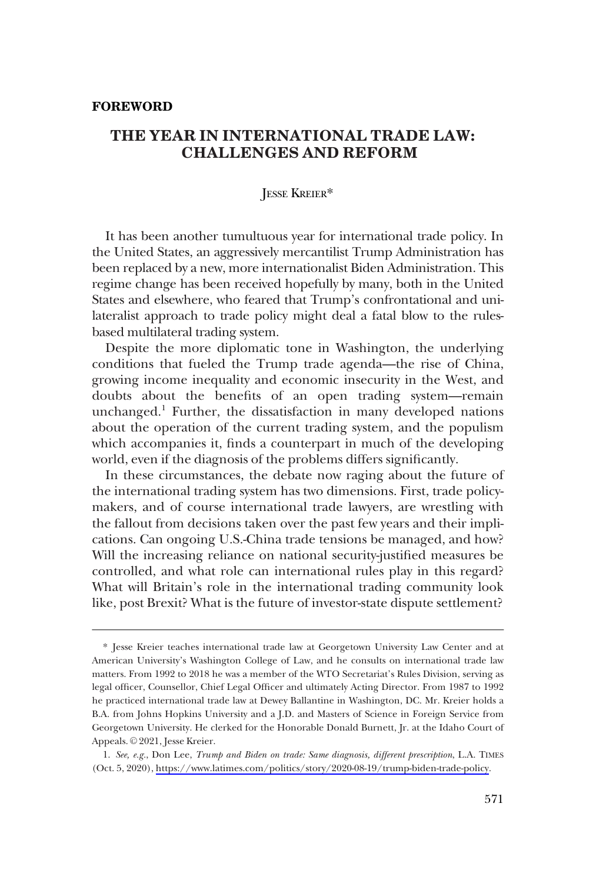**FOREWORD**

# THE YEAR IN INTERNATIONAL TRADE LAW: CHALLENGES AND REFORM

JESSE KREIER*

It has been another tumultuous year for international trade policy. In the United States, an aggressively mercantilist Trump Administration has been replaced by a new, more internationalist Biden Administration. This regime change has been received hopefully by many, both in the United States and elsewhere, who feared that Trump's confrontational and unilateralist approach to trade policy might deal a fatal blow to the rules-based multilateral trading system.

Despite the more diplomatic tone in Washington, the underlying conditions that fueled the Trump trade agenda—the rise of China, growing income inequality and economic insecurity in the West, and doubts about the benefits of an open trading system—remain unchanged.[1] Further, the dissatisfaction in many developed nations about the operation of the current trading system, and the populism which accompanies it, finds a counterpart in much of the developing world, even if the diagnosis of the problems differs significantly.

In these circumstances, the debate now raging about the future of the international trading system has two dimensions. First, trade policy-makers, and of course international trade lawyers, are wrestling with the fallout from decisions taken over the past few years and their implications. Can ongoing U.S.-China trade tensions be managed, and how? Will the increasing reliance on national security-justified measures be controlled, and what role can international rules play in this regard? What will Britain's role in the international trading community look like, post Brexit? What is the future of investor-state dispute settlement?

---

\* Jesse Kreier teaches international trade law at Georgetown University Law Center and at American University's Washington College of Law, and he consults on international trade law matters. From 1992 to 2018 he was a member of the WTO Secretariat's Rules Division, serving as legal officer, Counsellor, Chief Legal Officer and ultimately Acting Director. From 1987 to 1992 he practiced international trade law at Dewey Ballantine in Washington, DC. Mr. Kreier holds a B.A. from Johns Hopkins University and a J.D. and Masters of Science in Foreign Service from Georgetown University. He clerked for the Honorable Donald Burnett, Jr. at the Idaho Court of Appeals. © 2021, Jesse Kreier.

1. *See, e.g.*, Don Lee, *Trump and Biden on trade: Same diagnosis, different prescription*, L.A. TIMES (Oct. 5, 2020), https://www.latimes.com/politics/story/2020-08-19/trump-biden-trade-policy.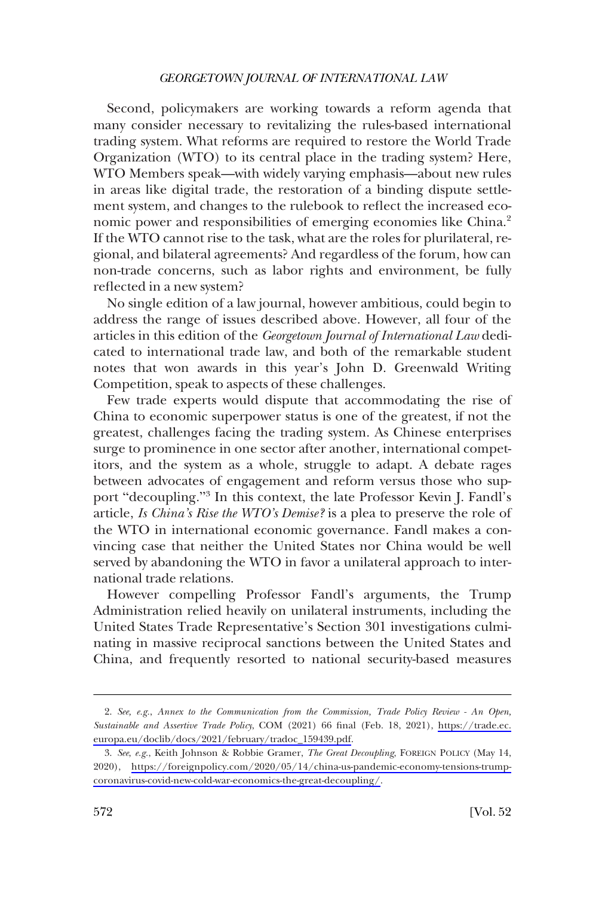Second, policymakers are working towards a reform agenda that many consider necessary to revitalizing the rules-based international trading system. What reforms are required to restore the World Trade Organization (WTO) to its central place in the trading system? Here, WTO Members speak—with widely varying emphasis—about new rules in areas like digital trade, the restoration of a binding dispute settlement system, and changes to the rulebook to reflect the increased economic power and responsibilities of emerging economies like China.[2] If the WTO cannot rise to the task, what are the roles for plurilateral, regional, and bilateral agreements? And regardless of the forum, how can non-trade concerns, such as labor rights and environment, be fully reflected in a new system?

No single edition of a law journal, however ambitious, could begin to address the range of issues described above. However, all four of the articles in this edition of the *Georgetown Journal of International Law* dedicated to international trade law, and both of the remarkable student notes that won awards in this year's John D. Greenwald Writing Competition, speak to aspects of these challenges.

Few trade experts would dispute that accommodating the rise of China to economic superpower status is one of the greatest, if not the greatest, challenges facing the trading system. As Chinese enterprises surge to prominence in one sector after another, international competitors, and the system as a whole, struggle to adapt. A debate rages between advocates of engagement and reform versus those who support "decoupling."[3] In this context, the late Professor Kevin J. Fandl's article, *Is China's Rise the WTO's Demise?* is a plea to preserve the role of the WTO in international economic governance. Fandl makes a convincing case that neither the United States nor China would be well served by abandoning the WTO in favor a unilateral approach to international trade relations.

However compelling Professor Fandl's arguments, the Trump Administration relied heavily on unilateral instruments, including the United States Trade Representative's Section 301 investigations culminating in massive reciprocal sanctions between the United States and China, and frequently resorted to national security-based measures

---

2. *See, e.g.*, *Annex to the Communication from the Commission, Trade Policy Review - An Open, Sustainable and Assertive Trade Policy*, COM (2021) 66 final (Feb. 18, 2021), https://trade.ec.europa.eu/doclib/docs/2021/february/tradoc_159439.pdf.

3. *See*, *e.g.*, Keith Johnson & Robbie Gramer, *The Great Decoupling*, FOREIGN POLICY (May 14, 2020), https://foreignpolicy.com/2020/05/14/china-us-pandemic-economy-tensions-trump-coronavirus-covid-new-cold-war-economics-the-great-decoupling/.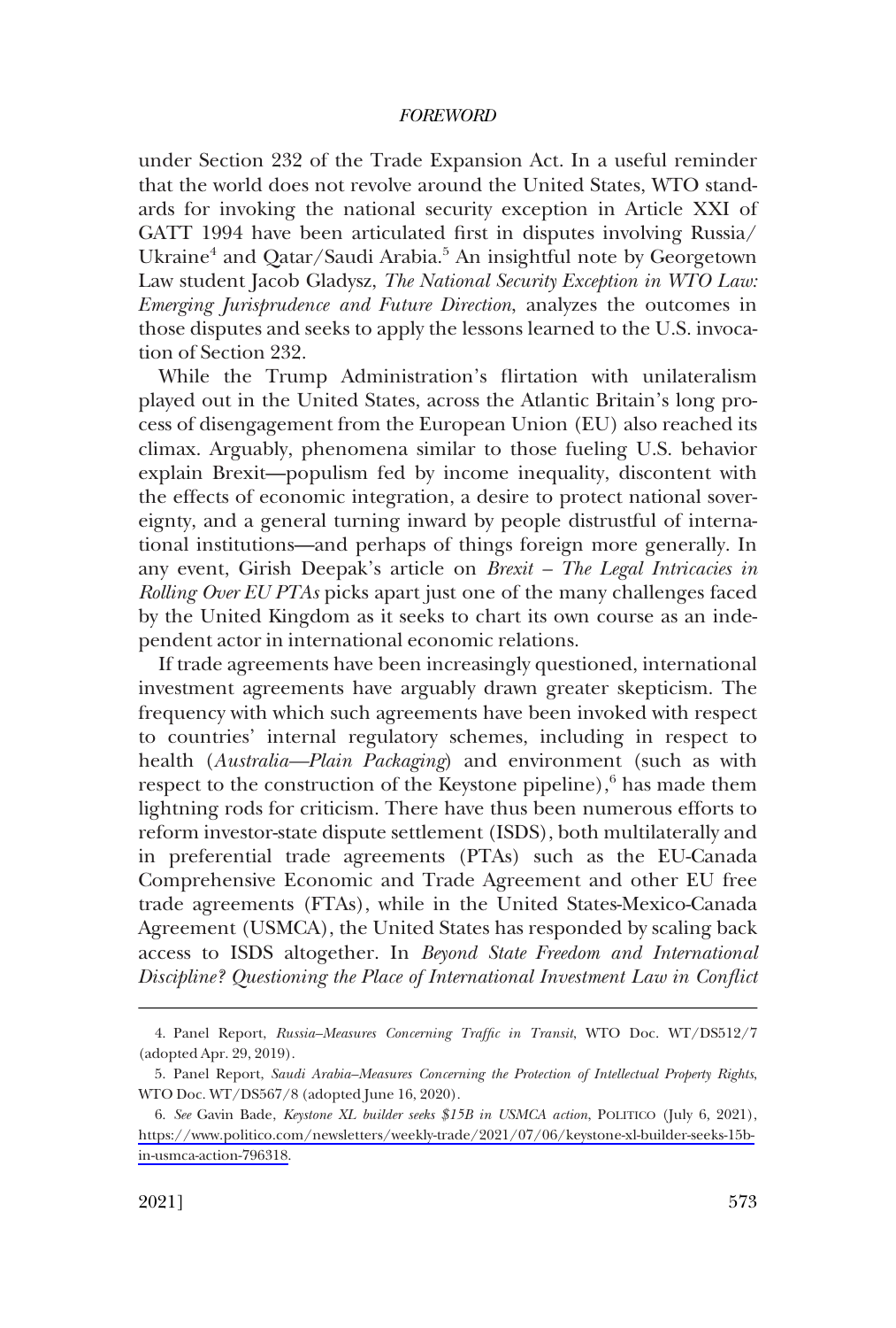under Section 232 of the Trade Expansion Act. In a useful reminder that the world does not revolve around the United States, WTO standards for invoking the national security exception in Article XXI of GATT 1994 have been articulated first in disputes involving Russia/Ukraine[4] and Qatar/Saudi Arabia.[5] An insightful note by Georgetown Law student Jacob Gladysz, *The National Security Exception in WTO Law: Emerging Jurisprudence and Future Direction*, analyzes the outcomes in those disputes and seeks to apply the lessons learned to the U.S. invocation of Section 232.

While the Trump Administration's flirtation with unilateralism played out in the United States, across the Atlantic Britain's long process of disengagement from the European Union (EU) also reached its climax. Arguably, phenomena similar to those fueling U.S. behavior explain Brexit—populism fed by income inequality, discontent with the effects of economic integration, a desire to protect national sovereignty, and a general turning inward by people distrustful of international institutions—and perhaps of things foreign more generally. In any event, Girish Deepak's article on *Brexit – The Legal Intricacies in Rolling Over EU PTAs* picks apart just one of the many challenges faced by the United Kingdom as it seeks to chart its own course as an independent actor in international economic relations.

If trade agreements have been increasingly questioned, international investment agreements have arguably drawn greater skepticism. The frequency with which such agreements have been invoked with respect to countries' internal regulatory schemes, including in respect to health (*Australia—Plain Packaging*) and environment (such as with respect to the construction of the Keystone pipeline),[6] has made them lightning rods for criticism. There have thus been numerous efforts to reform investor-state dispute settlement (ISDS), both multilaterally and in preferential trade agreements (PTAs) such as the EU-Canada Comprehensive Economic and Trade Agreement and other EU free trade agreements (FTAs), while in the United States-Mexico-Canada Agreement (USMCA), the United States has responded by scaling back access to ISDS altogether. In *Beyond State Freedom and International Discipline? Questioning the Place of International Investment Law in Conflict*

---

4. Panel Report, *Russia–Measures Concerning Traffic in Transit*, WTO Doc. WT/DS512/7 (adopted Apr. 29, 2019).

5. Panel Report, *Saudi Arabia–Measures Concerning the Protection of Intellectual Property Rights*, WTO Doc. WT/DS567/8 (adopted June 16, 2020).

6. *See* Gavin Bade, *Keystone XL builder seeks $15B in USMCA action*, POLITICO (July 6, 2021), https://www.politico.com/newsletters/weekly-trade/2021/07/06/keystone-xl-builder-seeks-15b-in-usmca-action-796318.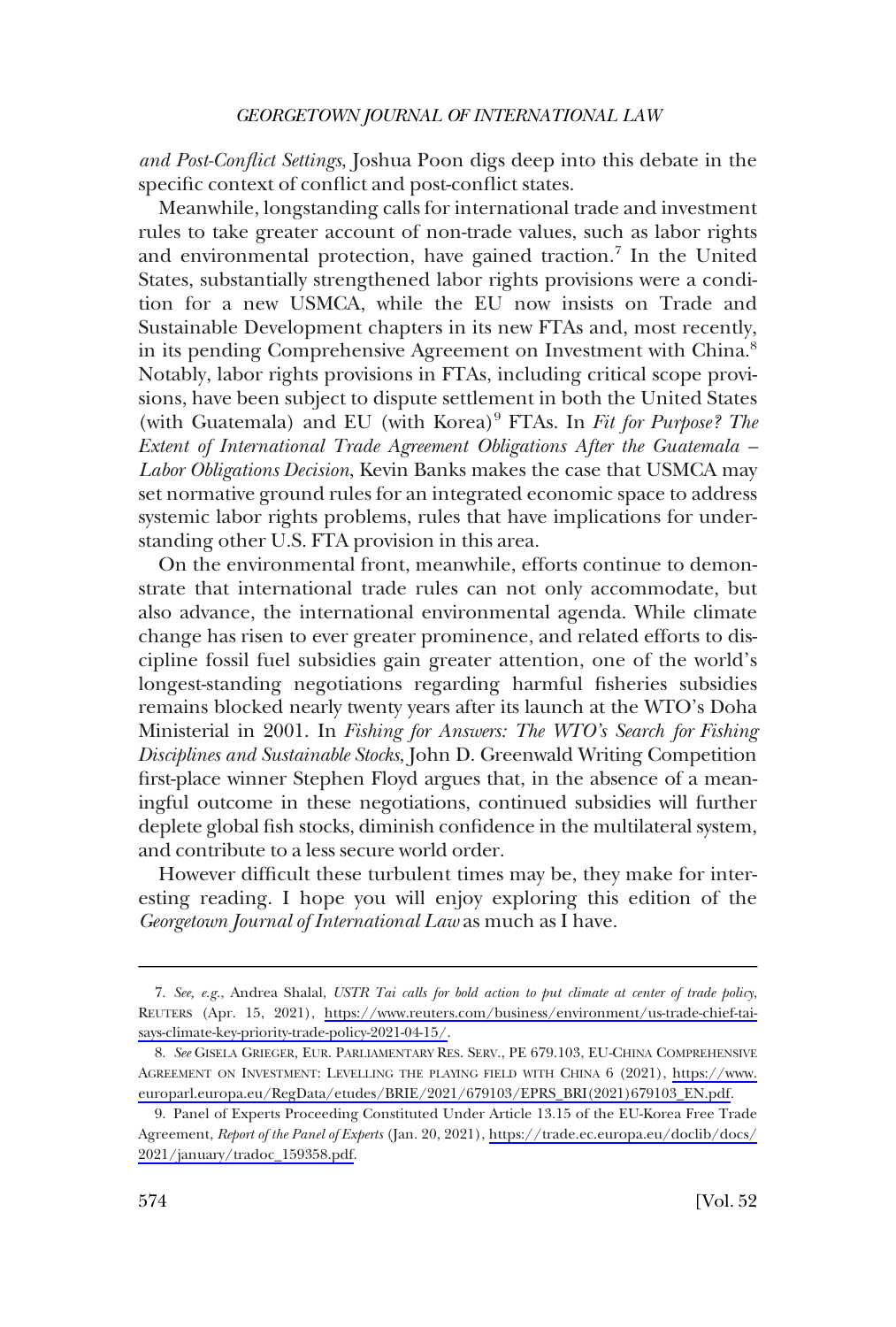*and Post-Conflict Settings*, Joshua Poon digs deep into this debate in the specific context of conflict and post-conflict states.

Meanwhile, longstanding calls for international trade and investment rules to take greater account of non-trade values, such as labor rights and environmental protection, have gained traction.[7] In the United States, substantially strengthened labor rights provisions were a condition for a new USMCA, while the EU now insists on Trade and Sustainable Development chapters in its new FTAs and, most recently, in its pending Comprehensive Agreement on Investment with China.[8] Notably, labor rights provisions in FTAs, including critical scope provisions, have been subject to dispute settlement in both the United States (with Guatemala) and EU (with Korea)[9] FTAs. In *Fit for Purpose? The Extent of International Trade Agreement Obligations After the Guatemala – Labor Obligations Decision*, Kevin Banks makes the case that USMCA may set normative ground rules for an integrated economic space to address systemic labor rights problems, rules that have implications for understanding other U.S. FTA provision in this area.

On the environmental front, meanwhile, efforts continue to demonstrate that international trade rules can not only accommodate, but also advance, the international environmental agenda. While climate change has risen to ever greater prominence, and related efforts to discipline fossil fuel subsidies gain greater attention, one of the world's longest-standing negotiations regarding harmful fisheries subsidies remains blocked nearly twenty years after its launch at the WTO's Doha Ministerial in 2001. In *Fishing for Answers: The WTO's Search for Fishing Disciplines and Sustainable Stocks*, John D. Greenwald Writing Competition first-place winner Stephen Floyd argues that, in the absence of a meaningful outcome in these negotiations, continued subsidies will further deplete global fish stocks, diminish confidence in the multilateral system, and contribute to a less secure world order.

However difficult these turbulent times may be, they make for interesting reading. I hope you will enjoy exploring this edition of the *Georgetown Journal of International Law* as much as I have.

---

7. *See, e.g.*, Andrea Shalal, *USTR Tai calls for bold action to put climate at center of trade policy*, REUTERS (Apr. 15, 2021), https://www.reuters.com/business/environment/us-trade-chief-tai-says-climate-key-priority-trade-policy-2021-04-15/.

8. *See* GISELA GRIEGER, EUR. PARLIAMENTARY RES. SERV., PE 679.103, EU-CHINA COMPREHENSIVE AGREEMENT ON INVESTMENT: LEVELLING THE PLAYING FIELD WITH CHINA 6 (2021), https://www.europarl.europa.eu/RegData/etudes/BRIE/2021/679103/EPRS_BRI(2021)679103_EN.pdf.

9. Panel of Experts Proceeding Constituted Under Article 13.15 of the EU-Korea Free Trade Agreement, *Report of the Panel of Experts* (Jan. 20, 2021), https://trade.ec.europa.eu/doclib/docs/2021/january/tradoc_159358.pdf.